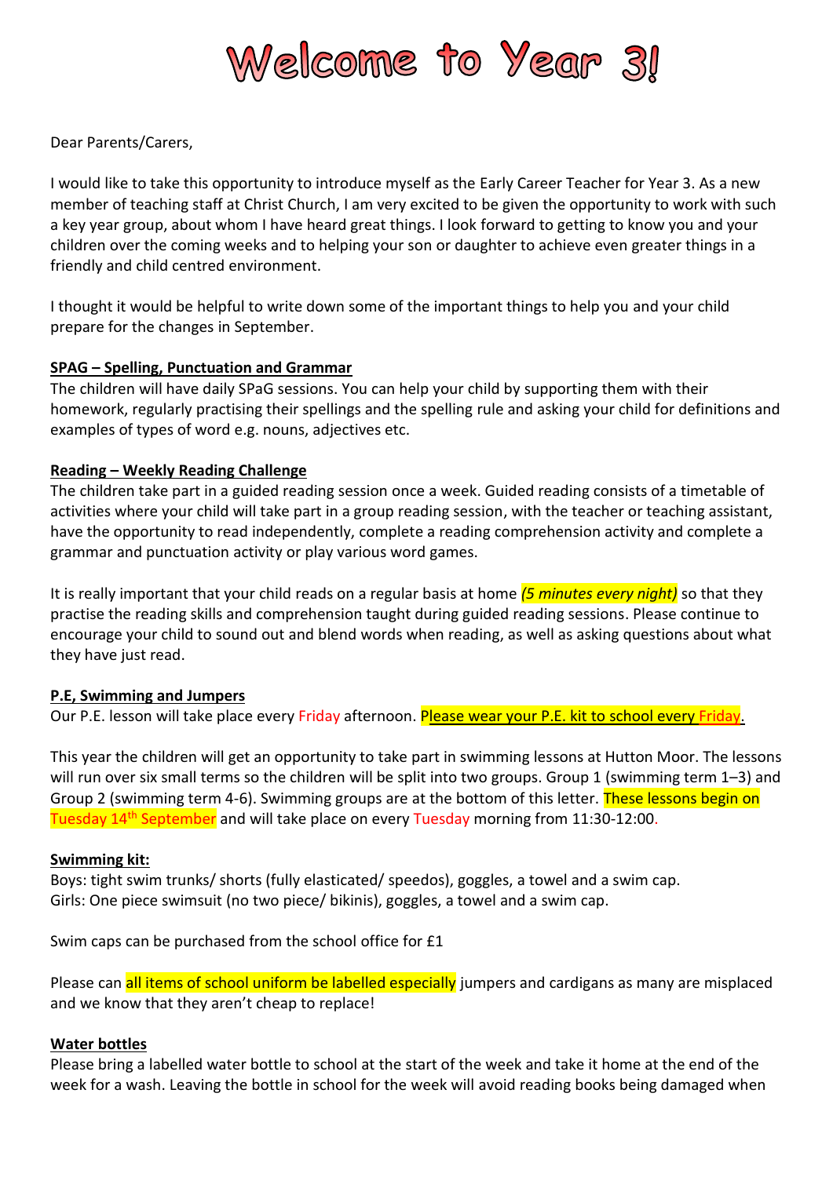# Welcome to Year 3!

Dear Parents/Carers,

I would like to take this opportunity to introduce myself as the Early Career Teacher for Year 3. As a new member of teaching staff at Christ Church, I am very excited to be given the opportunity to work with such a key year group, about whom I have heard great things. I look forward to getting to know you and your children over the coming weeks and to helping your son or daughter to achieve even greater things in a friendly and child centred environment.

I thought it would be helpful to write down some of the important things to help you and your child prepare for the changes in September.

**SPAG – Spelling, Punctuation and Grammar**

The children will have daily SPaG sessions. You can help your child by supporting them with their homework, regularly practising their spellings and the spelling rule and asking your child for definitions and examples of types of word e.g. nouns, adjectives etc.

**Reading – Weekly Reading Challenge**

The children take part in a guided reading session once a week. Guided reading consists of a timetable of activities where your child will take part in a group reading session, with the teacher or teaching assistant, have the opportunity to read independently, complete a reading comprehension activity and complete a grammar and punctuation activity or play various word games.

It is really important that your child reads on a regular basis at home ***(5 minutes every night)*** so that they practise the reading skills and comprehension taught during guided reading sessions. Please continue to encourage your child to sound out and blend words when reading, as well as asking questions about what they have just read.

**P.E, Swimming and Jumpers**

Our P.E. lesson will take place every Friday afternoon. Please wear your P.E. kit to school every Friday.

This year the children will get an opportunity to take part in swimming lessons at Hutton Moor. The lessons will run over six small terms so the children will be split into two groups. Group 1 (swimming term 1–3) and Group 2 (swimming term 4-6). Swimming groups are at the bottom of this letter. These lessons begin on Tuesday 14th September and will take place on every Tuesday morning from 11:30-12:00.

**Swimming kit:**

Boys: tight swim trunks/ shorts (fully elasticated/ speedos), goggles, a towel and a swim cap.
Girls: One piece swimsuit (no two piece/ bikinis), goggles, a towel and a swim cap.

Swim caps can be purchased from the school office for £1

Please can all items of school uniform be labelled especially jumpers and cardigans as many are misplaced and we know that they aren't cheap to replace!

**Water bottles**

Please bring a labelled water bottle to school at the start of the week and take it home at the end of the week for a wash. Leaving the bottle in school for the week will avoid reading books being damaged when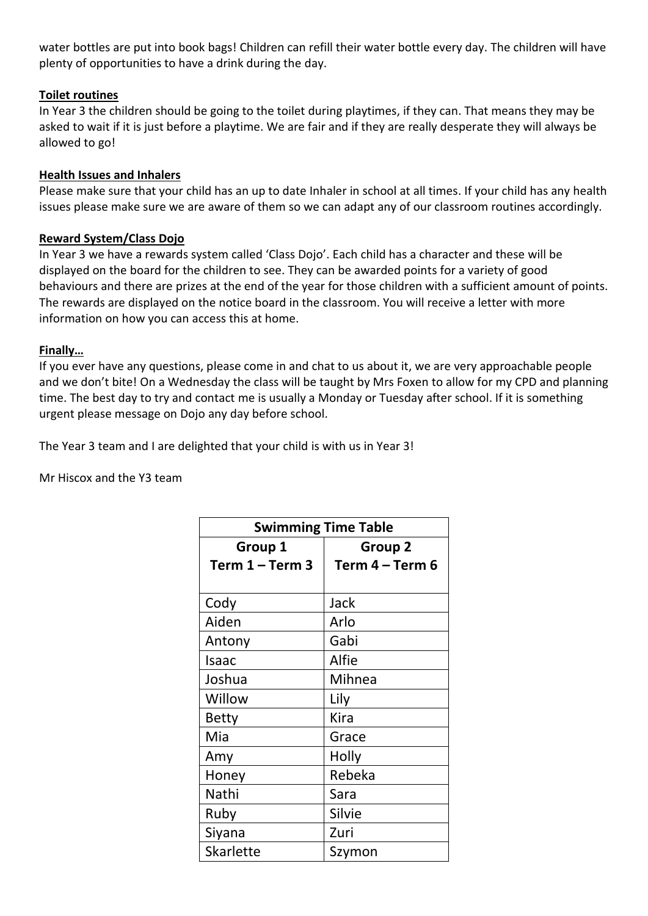water bottles are put into book bags! Children can refill their water bottle every day. The children will have plenty of opportunities to have a drink during the day.

**Toilet routines**

In Year 3 the children should be going to the toilet during playtimes, if they can. That means they may be asked to wait if it is just before a playtime. We are fair and if they are really desperate they will always be allowed to go!

**Health Issues and Inhalers**

Please make sure that your child has an up to date Inhaler in school at all times. If your child has any health issues please make sure we are aware of them so we can adapt any of our classroom routines accordingly.

**Reward System/Class Dojo**

In Year 3 we have a rewards system called 'Class Dojo'. Each child has a character and these will be displayed on the board for the children to see. They can be awarded points for a variety of good behaviours and there are prizes at the end of the year for those children with a sufficient amount of points. The rewards are displayed on the notice board in the classroom. You will receive a letter with more information on how you can access this at home.

**Finally…**

If you ever have any questions, please come in and chat to us about it, we are very approachable people and we don't bite! On a Wednesday the class will be taught by Mrs Foxen to allow for my CPD and planning time. The best day to try and contact me is usually a Monday or Tuesday after school. If it is something urgent please message on Dojo any day before school.

The Year 3 team and I are delighted that your child is with us in Year 3!

Mr Hiscox and the Y3 team

| Swimming Time Table | |
|---|---|
| **Group 1**<br>**Term 1 – Term 3** | **Group 2**<br>**Term 4 – Term 6** |
| Cody | Jack |
| Aiden | Arlo |
| Antony | Gabi |
| Isaac | Alfie |
| Joshua | Mihnea |
| Willow | Lily |
| Betty | Kira |
| Mia | Grace |
| Amy | Holly |
| Honey | Rebeka |
| Nathi | Sara |
| Ruby | Silvie |
| Siyana | Zuri |
| Skarlette | Szymon |